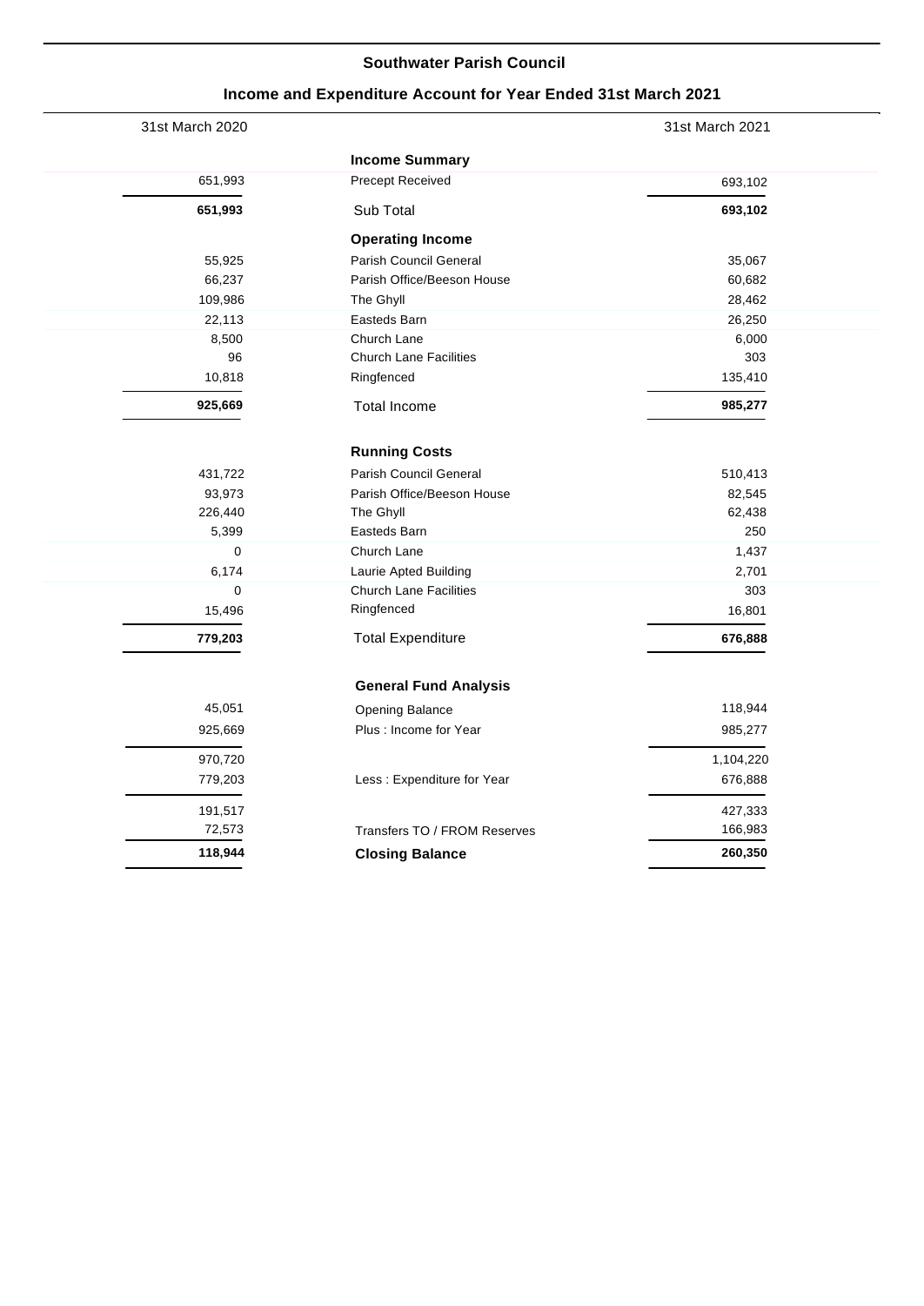**Southwater Parish Council**

**Income and Expenditure Account for Year Ended 31st March 2021**

| 31st March 2020 | | 31st March 2021 |
|---|---|---|
| | **Income Summary** | |
| 651,993 | Precept Received | 693,102 |
| **651,993** | Sub Total | **693,102** |
| | **Operating Income** | |
| 55,925 | Parish Council General | 35,067 |
| 66,237 | Parish Office/Beeson House | 60,682 |
| 109,986 | The Ghyll | 28,462 |
| 22,113 | Easteds Barn | 26,250 |
| 8,500 | Church Lane | 6,000 |
| 96 | Church Lane Facilities | 303 |
| 10,818 | Ringfenced | 135,410 |
| **925,669** | Total Income | **985,277** |
| | **Running Costs** | |
| 431,722 | Parish Council General | 510,413 |
| 93,973 | Parish Office/Beeson House | 82,545 |
| 226,440 | The Ghyll | 62,438 |
| 5,399 | Easteds Barn | 250 |
| 0 | Church Lane | 1,437 |
| 6,174 | Laurie Apted Building | 2,701 |
| 0 | Church Lane Facilities | 303 |
| 15,496 | Ringfenced | 16,801 |
| **779,203** | Total Expenditure | **676,888** |
| | **General Fund Analysis** | |
| 45,051 | Opening Balance | 118,944 |
| 925,669 | Plus : Income for Year | 985,277 |
| 970,720 | | 1,104,220 |
| 779,203 | Less : Expenditure for Year | 676,888 |
| 191,517 | | 427,333 |
| 72,573 | Transfers TO / FROM Reserves | 166,983 |
| **118,944** | **Closing Balance** | **260,350** |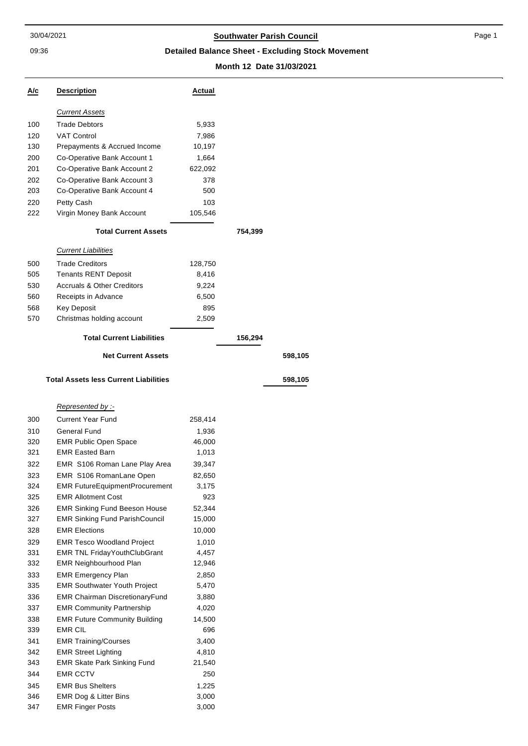# Southwater Parish Council

## Detailed Balance Sheet - Excluding Stock Movement

**Month 12 Date 31/03/2021**

| A/c | Description | Actual | | |
|---|---|---|---|---|
| | *Current Assets* | | | |
| 100 | Trade Debtors | 5,933 | | |
| 120 | VAT Control | 7,986 | | |
| 130 | Prepayments & Accrued Income | 10,197 | | |
| 200 | Co-Operative Bank Account 1 | 1,664 | | |
| 201 | Co-Operative Bank Account 2 | 622,092 | | |
| 202 | Co-Operative Bank Account 3 | 378 | | |
| 203 | Co-Operative Bank Account 4 | 500 | | |
| 220 | Petty Cash | 103 | | |
| 222 | Virgin Money Bank Account | 105,546 | | |
| | **Total Current Assets** | | 754,399 | |
| | *Current Liabilities* | | | |
| 500 | Trade Creditors | 128,750 | | |
| 505 | Tenants RENT Deposit | 8,416 | | |
| 530 | Accruals & Other Creditors | 9,224 | | |
| 560 | Receipts in Advance | 6,500 | | |
| 568 | Key Deposit | 895 | | |
| 570 | Christmas holding account | 2,509 | | |
| | **Total Current Liabilities** | | 156,294 | |
| | **Net Current Assets** | | | 598,105 |
| | **Total Assets less Current Liabilities** | | | 598,105 |
| | *Represented by :-* | | | |
| 300 | Current Year Fund | 258,414 | | |
| 310 | General Fund | 1,936 | | |
| 320 | EMR Public Open Space | 46,000 | | |
| 321 | EMR Easted Barn | 1,013 | | |
| 322 | EMR S106 Roman Lane Play Area | 39,347 | | |
| 323 | EMR S106 RomanLane Open | 82,650 | | |
| 324 | EMR FutureEquipmentProcurement | 3,175 | | |
| 325 | EMR Allotment Cost | 923 | | |
| 326 | EMR Sinking Fund Beeson House | 52,344 | | |
| 327 | EMR Sinking Fund ParishCouncil | 15,000 | | |
| 328 | EMR Elections | 10,000 | | |
| 329 | EMR Tesco Woodland Project | 1,010 | | |
| 331 | EMR TNL FridayYouthClubGrant | 4,457 | | |
| 332 | EMR Neighbourhood Plan | 12,946 | | |
| 333 | EMR Emergency Plan | 2,850 | | |
| 335 | EMR Southwater Youth Project | 5,470 | | |
| 336 | EMR Chairman DiscretionaryFund | 3,880 | | |
| 337 | EMR Community Partnership | 4,020 | | |
| 338 | EMR Future Community Building | 14,500 | | |
| 339 | EMR CIL | 696 | | |
| 341 | EMR Training/Courses | 3,400 | | |
| 342 | EMR Street Lighting | 4,810 | | |
| 343 | EMR Skate Park Sinking Fund | 21,540 | | |
| 344 | EMR CCTV | 250 | | |
| 345 | EMR Bus Shelters | 1,225 | | |
| 346 | EMR Dog & Litter Bins | 3,000 | | |
| 347 | EMR Finger Posts | 3,000 | | |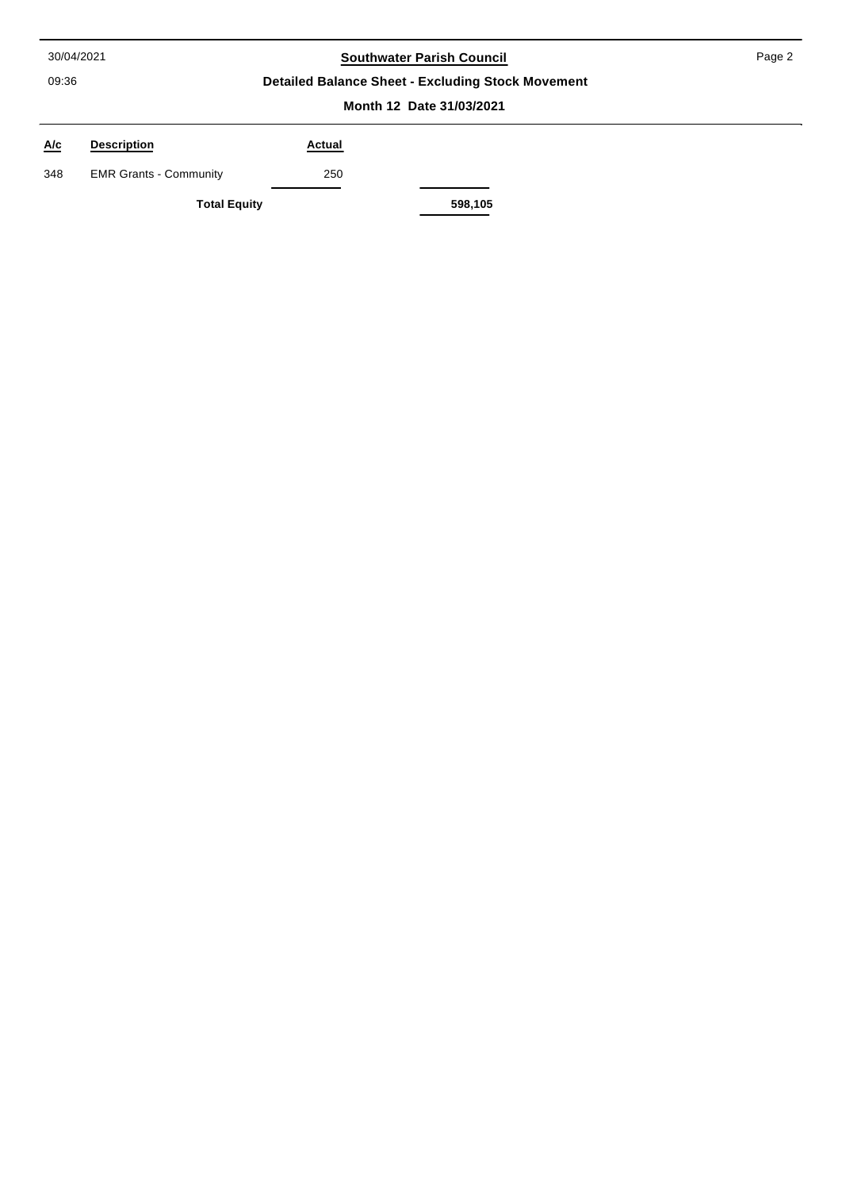| A/c | Description | Actual | |
|---|---|---|---|
| 348 | EMR Grants - Community | 250 | |
| | **Total Equity** | | **598,105** |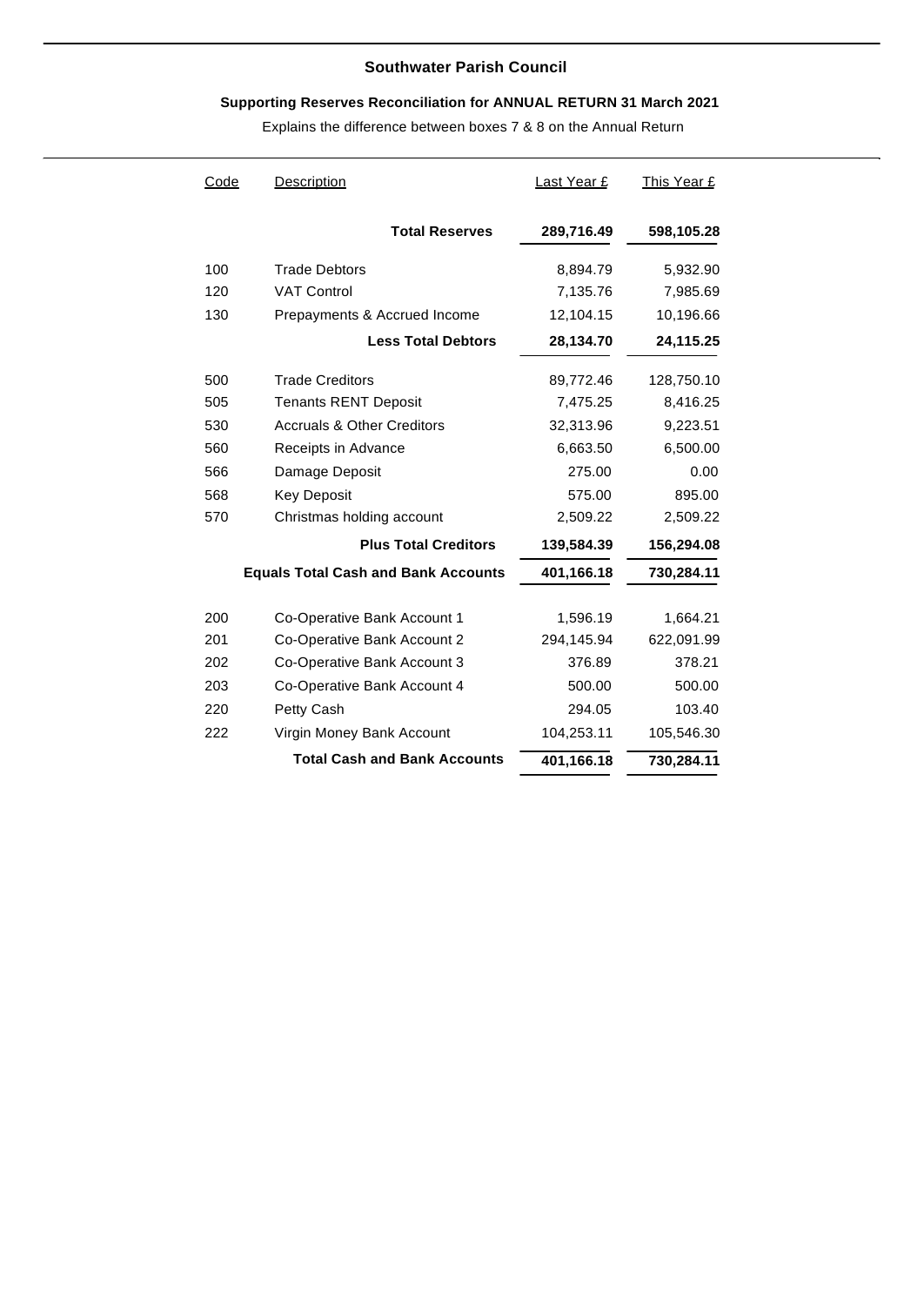## Southwater Parish Council

### Supporting Reserves Reconciliation for ANNUAL RETURN 31 March 2021

Explains the difference between boxes 7 & 8 on the Annual Return

| Code | Description | Last Year £ | This Year £ |
|---|---|---|---|
| | **Total Reserves** | **289,716.49** | **598,105.28** |
| 100 | Trade Debtors | 8,894.79 | 5,932.90 |
| 120 | VAT Control | 7,135.76 | 7,985.69 |
| 130 | Prepayments & Accrued Income | 12,104.15 | 10,196.66 |
| | **Less Total Debtors** | **28,134.70** | **24,115.25** |
| 500 | Trade Creditors | 89,772.46 | 128,750.10 |
| 505 | Tenants RENT Deposit | 7,475.25 | 8,416.25 |
| 530 | Accruals & Other Creditors | 32,313.96 | 9,223.51 |
| 560 | Receipts in Advance | 6,663.50 | 6,500.00 |
| 566 | Damage Deposit | 275.00 | 0.00 |
| 568 | Key Deposit | 575.00 | 895.00 |
| 570 | Christmas holding account | 2,509.22 | 2,509.22 |
| | **Plus Total Creditors** | **139,584.39** | **156,294.08** |
| | **Equals Total Cash and Bank Accounts** | **401,166.18** | **730,284.11** |
| 200 | Co-Operative Bank Account 1 | 1,596.19 | 1,664.21 |
| 201 | Co-Operative Bank Account 2 | 294,145.94 | 622,091.99 |
| 202 | Co-Operative Bank Account 3 | 376.89 | 378.21 |
| 203 | Co-Operative Bank Account 4 | 500.00 | 500.00 |
| 220 | Petty Cash | 294.05 | 103.40 |
| 222 | Virgin Money Bank Account | 104,253.11 | 105,546.30 |
| | **Total Cash and Bank Accounts** | **401,166.18** | **730,284.11** |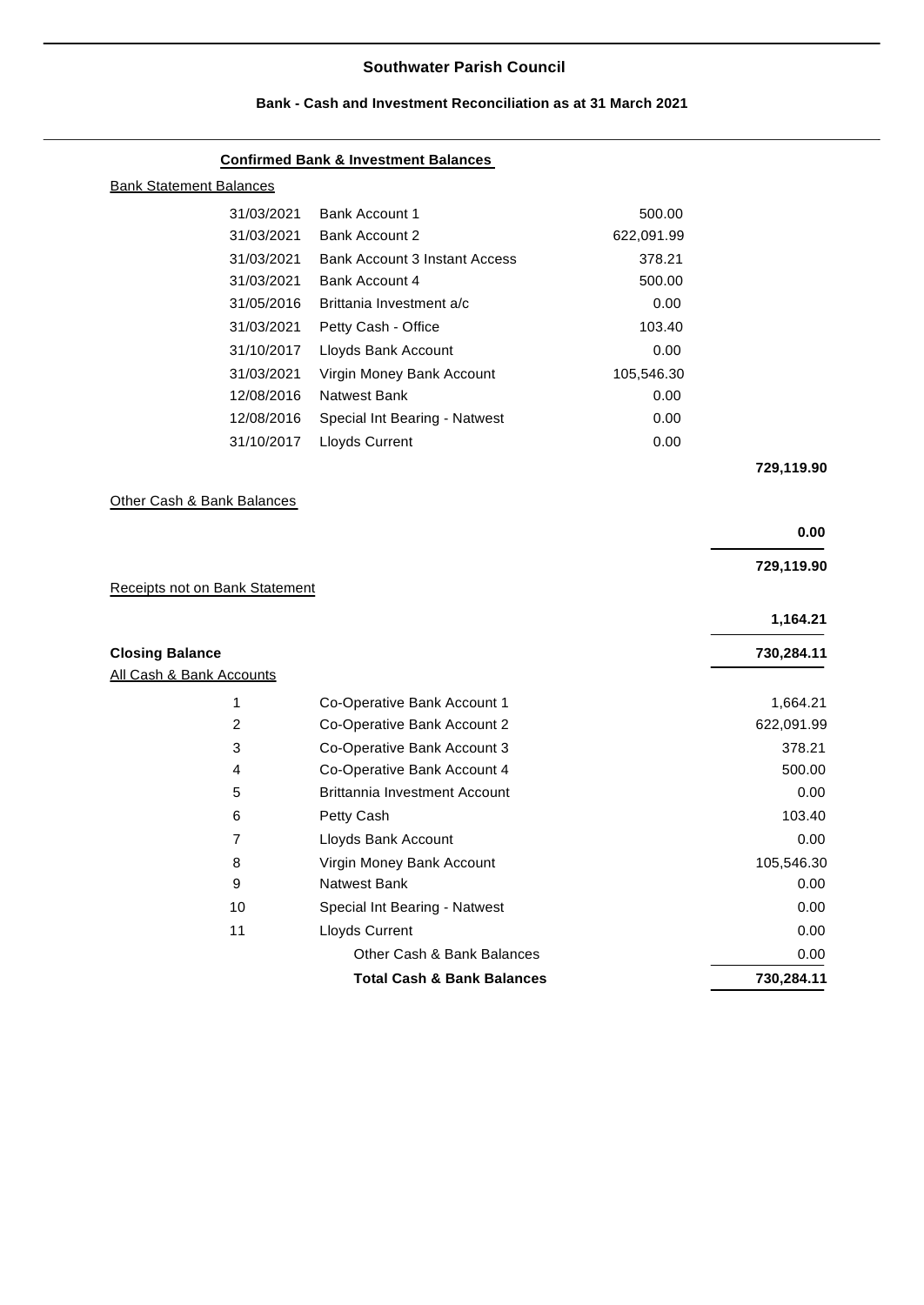# Southwater Parish Council

## Bank - Cash and Investment Reconciliation as at 31 March 2021

### Confirmed Bank & Investment Balances

Bank Statement Balances

| Date | Account | Balance | Total |
|---|---|---|---|
| 31/03/2021 | Bank Account 1 | 500.00 | |
| 31/03/2021 | Bank Account 2 | 622,091.99 | |
| 31/03/2021 | Bank Account 3 Instant Access | 378.21 | |
| 31/03/2021 | Bank Account 4 | 500.00 | |
| 31/05/2016 | Brittania Investment a/c | 0.00 | |
| 31/03/2021 | Petty Cash - Office | 103.40 | |
| 31/10/2017 | Lloyds Bank Account | 0.00 | |
| 31/03/2021 | Virgin Money Bank Account | 105,546.30 | |
| 12/08/2016 | Natwest Bank | 0.00 | |
| 12/08/2016 | Special Int Bearing - Natwest | 0.00 | |
| 31/10/2017 | Lloyds Current | 0.00 | |
| | | | **729,119.90** |

Other Cash & Bank Balances

| | |
|---|---|
| | **0.00** |
| | **729,119.90** |

Receipts not on Bank Statement

| | |
|---|---|
| | **1,164.21** |
| **Closing Balance** | **730,284.11** |

All Cash & Bank Accounts

| No. | Account | Balance |
|---|---|---|
| 1 | Co-Operative Bank Account 1 | 1,664.21 |
| 2 | Co-Operative Bank Account 2 | 622,091.99 |
| 3 | Co-Operative Bank Account 3 | 378.21 |
| 4 | Co-Operative Bank Account 4 | 500.00 |
| 5 | Brittannia Investment Account | 0.00 |
| 6 | Petty Cash | 103.40 |
| 7 | Lloyds Bank Account | 0.00 |
| 8 | Virgin Money Bank Account | 105,546.30 |
| 9 | Natwest Bank | 0.00 |
| 10 | Special Int Bearing - Natwest | 0.00 |
| 11 | Lloyds Current | 0.00 |
| | Other Cash & Bank Balances | 0.00 |
| | **Total Cash & Bank Balances** | **730,284.11** |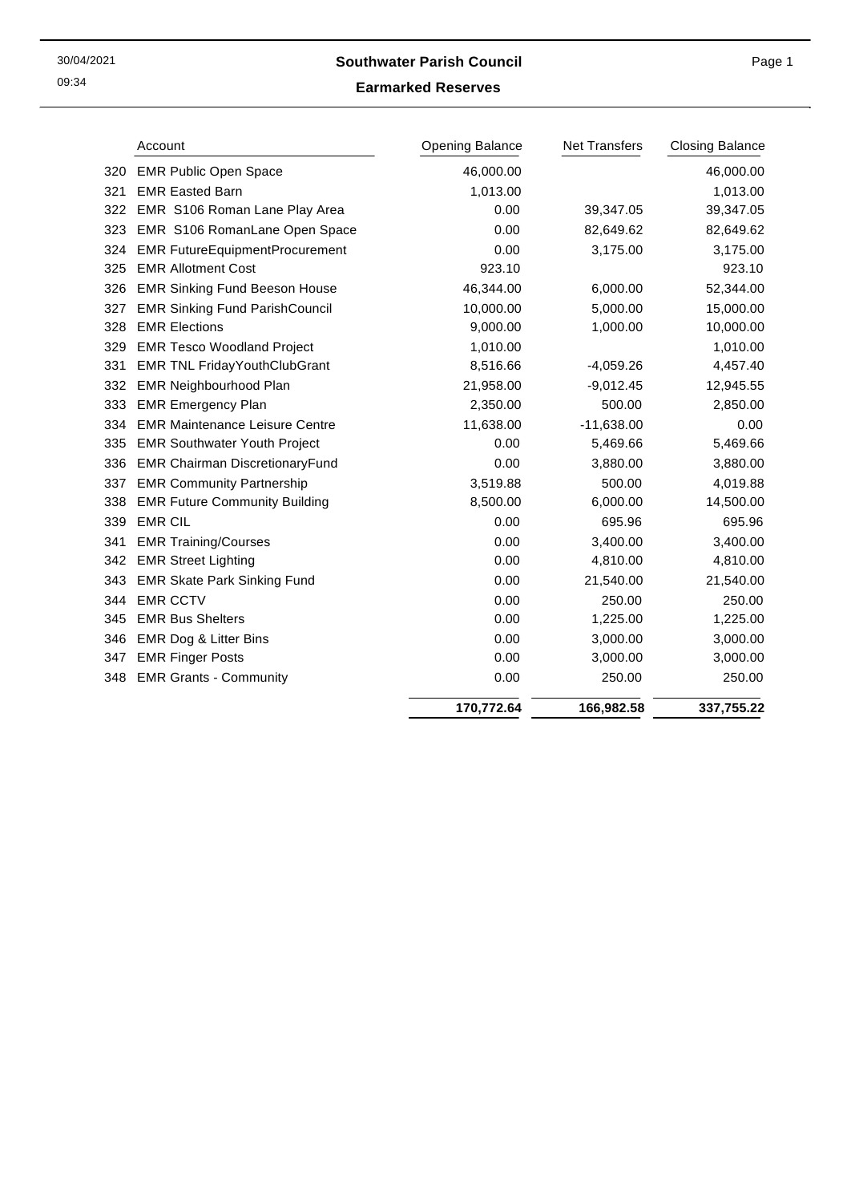# Southwater Parish Council

## Earmarked Reserves

| | Account | Opening Balance | Net Transfers | Closing Balance |
|---|---|---|---|---|
| 320 | EMR Public Open Space | 46,000.00 | | 46,000.00 |
| 321 | EMR Easted Barn | 1,013.00 | | 1,013.00 |
| 322 | EMR S106 Roman Lane Play Area | 0.00 | 39,347.05 | 39,347.05 |
| 323 | EMR S106 RomanLane Open Space | 0.00 | 82,649.62 | 82,649.62 |
| 324 | EMR FutureEquipmentProcurement | 0.00 | 3,175.00 | 3,175.00 |
| 325 | EMR Allotment Cost | 923.10 | | 923.10 |
| 326 | EMR Sinking Fund Beeson House | 46,344.00 | 6,000.00 | 52,344.00 |
| 327 | EMR Sinking Fund ParishCouncil | 10,000.00 | 5,000.00 | 15,000.00 |
| 328 | EMR Elections | 9,000.00 | 1,000.00 | 10,000.00 |
| 329 | EMR Tesco Woodland Project | 1,010.00 | | 1,010.00 |
| 331 | EMR TNL FridayYouthClubGrant | 8,516.66 | -4,059.26 | 4,457.40 |
| 332 | EMR Neighbourhood Plan | 21,958.00 | -9,012.45 | 12,945.55 |
| 333 | EMR Emergency Plan | 2,350.00 | 500.00 | 2,850.00 |
| 334 | EMR Maintenance Leisure Centre | 11,638.00 | -11,638.00 | 0.00 |
| 335 | EMR Southwater Youth Project | 0.00 | 5,469.66 | 5,469.66 |
| 336 | EMR Chairman DiscretionaryFund | 0.00 | 3,880.00 | 3,880.00 |
| 337 | EMR Community Partnership | 3,519.88 | 500.00 | 4,019.88 |
| 338 | EMR Future Community Building | 8,500.00 | 6,000.00 | 14,500.00 |
| 339 | EMR CIL | 0.00 | 695.96 | 695.96 |
| 341 | EMR Training/Courses | 0.00 | 3,400.00 | 3,400.00 |
| 342 | EMR Street Lighting | 0.00 | 4,810.00 | 4,810.00 |
| 343 | EMR Skate Park Sinking Fund | 0.00 | 21,540.00 | 21,540.00 |
| 344 | EMR CCTV | 0.00 | 250.00 | 250.00 |
| 345 | EMR Bus Shelters | 0.00 | 1,225.00 | 1,225.00 |
| 346 | EMR Dog & Litter Bins | 0.00 | 3,000.00 | 3,000.00 |
| 347 | EMR Finger Posts | 0.00 | 3,000.00 | 3,000.00 |
| 348 | EMR Grants - Community | 0.00 | 250.00 | 250.00 |
| | | **170,772.64** | **166,982.58** | **337,755.22** |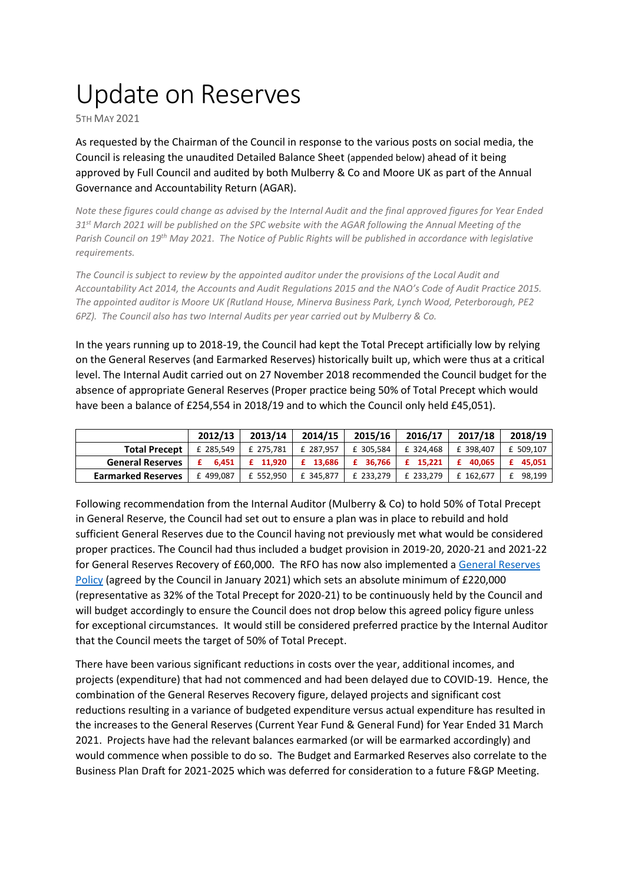# Update on Reserves

5TH MAY 2021

As requested by the Chairman of the Council in response to the various posts on social media, the Council is releasing the unaudited Detailed Balance Sheet (appended below) ahead of it being approved by Full Council and audited by both Mulberry & Co and Moore UK as part of the Annual Governance and Accountability Return (AGAR).

*Note these figures could change as advised by the Internal Audit and the final approved figures for Year Ended 31st March 2021 will be published on the SPC website with the AGAR following the Annual Meeting of the Parish Council on 19th May 2021. The Notice of Public Rights will be published in accordance with legislative requirements.*

*The Council is subject to review by the appointed auditor under the provisions of the Local Audit and Accountability Act 2014, the Accounts and Audit Regulations 2015 and the NAO's Code of Audit Practice 2015. The appointed auditor is Moore UK (Rutland House, Minerva Business Park, Lynch Wood, Peterborough, PE2 6PZ). The Council also has two Internal Audits per year carried out by Mulberry & Co.*

In the years running up to 2018-19, the Council had kept the Total Precept artificially low by relying on the General Reserves (and Earmarked Reserves) historically built up, which were thus at a critical level. The Internal Audit carried out on 27 November 2018 recommended the Council budget for the absence of appropriate General Reserves (Proper practice being 50% of Total Precept which would have been a balance of £254,554 in 2018/19 and to which the Council only held £45,051).

| | 2012/13 | 2013/14 | 2014/15 | 2015/16 | 2016/17 | 2017/18 | 2018/19 |
|---|---|---|---|---|---|---|---|
| **Total Precept** | £ 285,549 | £ 275,781 | £ 287,957 | £ 305,584 | £ 324,468 | £ 398,407 | £ 509,107 |
| **General Reserves** | **£ 6,451** | **£ 11,920** | **£ 13,686** | **£ 36,766** | **£ 15,221** | **£ 40,065** | **£ 45,051** |
| **Earmarked Reserves** | £ 499,087 | £ 552,950 | £ 345,877 | £ 233,279 | £ 233,279 | £ 162,677 | £ 98,199 |

Following recommendation from the Internal Auditor (Mulberry & Co) to hold 50% of Total Precept in General Reserve, the Council had set out to ensure a plan was in place to rebuild and hold sufficient General Reserves due to the Council having not previously met what would be considered proper practices. The Council had thus included a budget provision in 2019-20, 2020-21 and 2021-22 for General Reserves Recovery of £60,000. The RFO has now also implemented a General Reserves Policy (agreed by the Council in January 2021) which sets an absolute minimum of £220,000 (representative as 32% of the Total Precept for 2020-21) to be continuously held by the Council and will budget accordingly to ensure the Council does not drop below this agreed policy figure unless for exceptional circumstances. It would still be considered preferred practice by the Internal Auditor that the Council meets the target of 50% of Total Precept.

There have been various significant reductions in costs over the year, additional incomes, and projects (expenditure) that had not commenced and had been delayed due to COVID-19. Hence, the combination of the General Reserves Recovery figure, delayed projects and significant cost reductions resulting in a variance of budgeted expenditure versus actual expenditure has resulted in the increases to the General Reserves (Current Year Fund & General Fund) for Year Ended 31 March 2021. Projects have had the relevant balances earmarked (or will be earmarked accordingly) and would commence when possible to do so. The Budget and Earmarked Reserves also correlate to the Business Plan Draft for 2021-2025 which was deferred for consideration to a future F&GP Meeting.